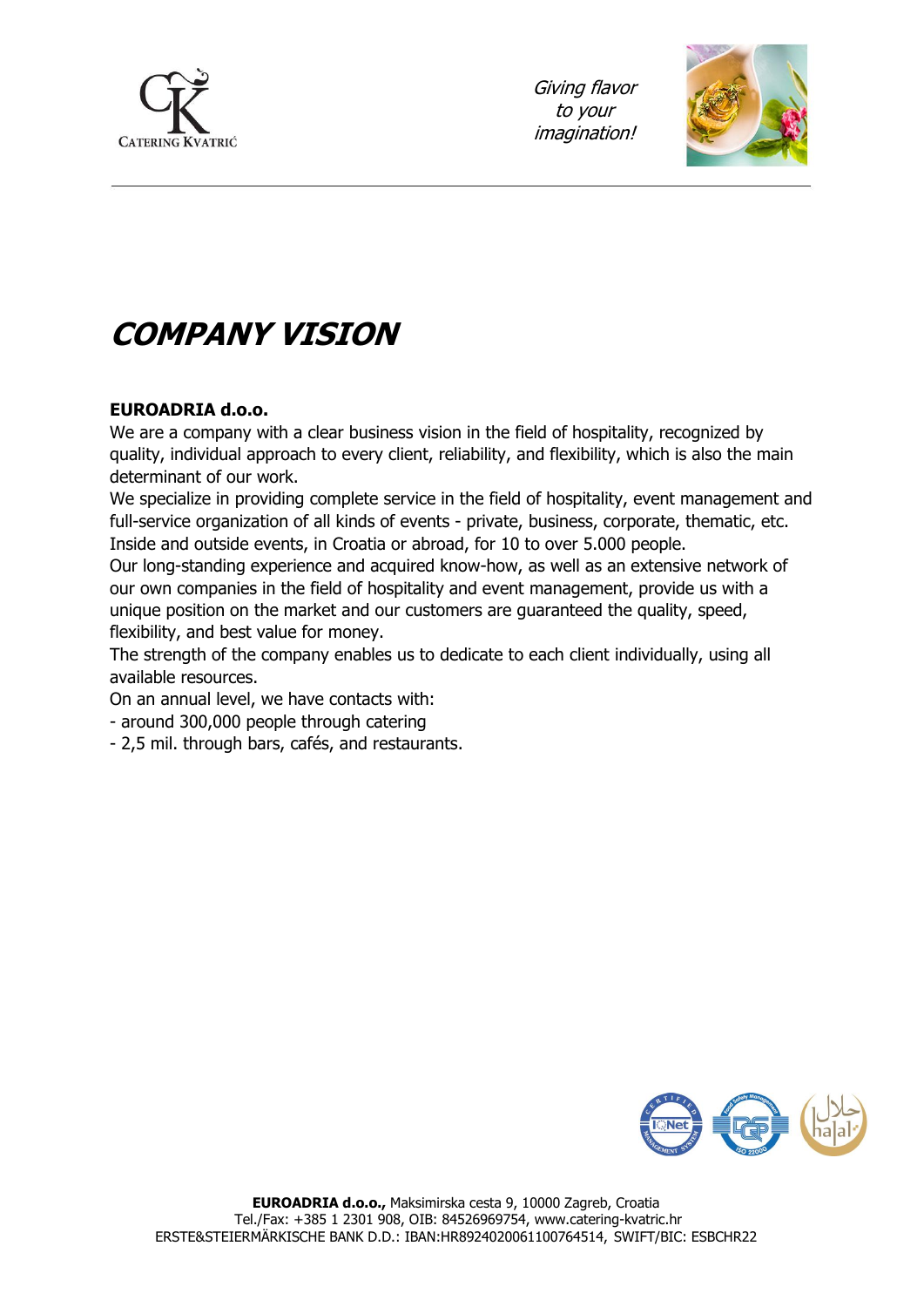# COMPANY VISION

**EUROADRIA d.o.o.**

We are a company with a clear business vision in the field of hospitality, recognized by quality, individual approach to every client, reliability, and flexibility, which is also the main determinant of our work.

We specialize in providing complete service in the field of hospitality, event management and full-service organization of all kinds of events - private, business, corporate, thematic, etc. Inside and outside events, in Croatia or abroad, for 10 to over 5.000 people.

Our long-standing experience and acquired know-how, as well as an extensive network of our own companies in the field of hospitality and event management, provide us with a unique position on the market and our customers are guaranteed the quality, speed, flexibility, and best value for money.

The strength of the company enables us to dedicate to each client individually, using all available resources.

On an annual level, we have contacts with:

- around 300,000 people through catering
- 2,5 mil. through bars, cafés, and restaurants.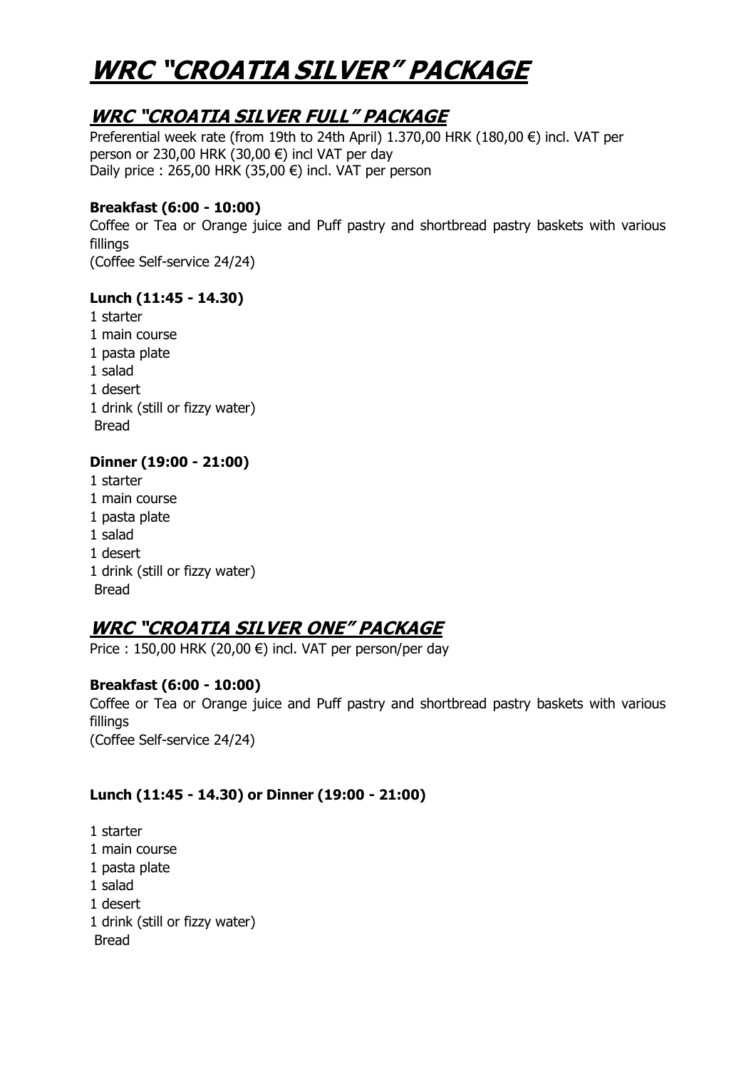# WRC "CROATIA SILVER" PACKAGE

## WRC "CROATIA SILVER FULL" PACKAGE

Preferential week rate (from 19th to 24th April) 1.370,00 HRK (180,00 €) incl. VAT per person or 230,00 HRK (30,00 €) incl VAT per day
Daily price : 265,00 HRK (35,00 €) incl. VAT per person

**Breakfast (6:00 - 10:00)**

Coffee or Tea or Orange juice and Puff pastry and shortbread pastry baskets with various fillings
(Coffee Self-service 24/24)

**Lunch (11:45 - 14.30)**

1 starter
1 main course
1 pasta plate
1 salad
1 desert
1 drink (still or fizzy water)
Bread

**Dinner (19:00 - 21:00)**

1 starter
1 main course
1 pasta plate
1 salad
1 desert
1 drink (still or fizzy water)
Bread

## WRC "CROATIA SILVER ONE" PACKAGE

Price : 150,00 HRK (20,00 €) incl. VAT per person/per day

**Breakfast (6:00 - 10:00)**

Coffee or Tea or Orange juice and Puff pastry and shortbread pastry baskets with various fillings
(Coffee Self-service 24/24)

**Lunch (11:45 - 14.30) or Dinner (19:00 - 21:00)**

1 starter
1 main course
1 pasta plate
1 salad
1 desert
1 drink (still or fizzy water)
Bread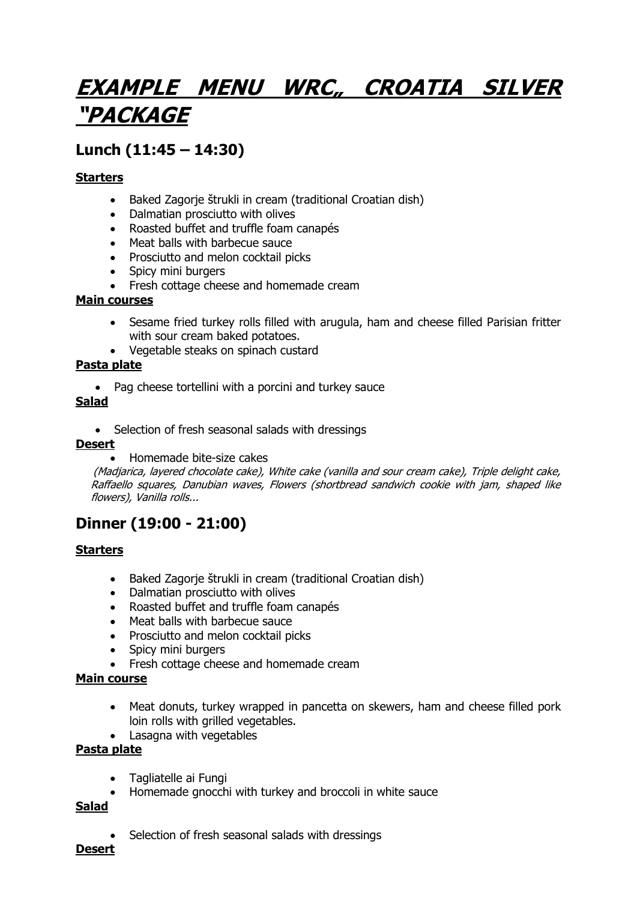# ***EXAMPLE MENU WRC„ CROATIA SILVER "PACKAGE***

## Lunch (11:45 – 14:30)

**Starters**

- Baked Zagorje štrukli in cream (traditional Croatian dish)
- Dalmatian prosciutto with olives
- Roasted buffet and truffle foam canapés
- Meat balls with barbecue sauce
- Prosciutto and melon cocktail picks
- Spicy mini burgers
- Fresh cottage cheese and homemade cream

**Main courses**

- Sesame fried turkey rolls filled with arugula, ham and cheese filled Parisian fritter with sour cream baked potatoes.
- Vegetable steaks on spinach custard

**Pasta plate**

- Pag cheese tortellini with a porcini and turkey sauce

**Salad**

- Selection of fresh seasonal salads with dressings

**Desert**

- Homemade bite-size cakes

*(Madjarica, layered chocolate cake), White cake (vanilla and sour cream cake), Triple delight cake, Raffaello squares, Danubian waves, Flowers (shortbread sandwich cookie with jam, shaped like flowers), Vanilla rolls...*

## Dinner (19:00 - 21:00)

**Starters**

- Baked Zagorje štrukli in cream (traditional Croatian dish)
- Dalmatian prosciutto with olives
- Roasted buffet and truffle foam canapés
- Meat balls with barbecue sauce
- Prosciutto and melon cocktail picks
- Spicy mini burgers
- Fresh cottage cheese and homemade cream

**Main course**

- Meat donuts, turkey wrapped in pancetta on skewers, ham and cheese filled pork loin rolls with grilled vegetables.
- Lasagna with vegetables

**Pasta plate**

- Tagliatelle ai Fungi
- Homemade gnocchi with turkey and broccoli in white sauce

**Salad**

- Selection of fresh seasonal salads with dressings

**Desert**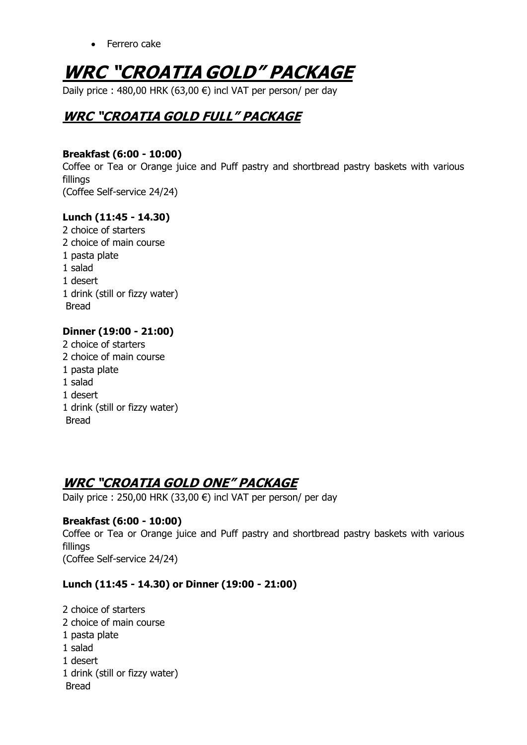- Ferrero cake

# WRC "CROATIA GOLD" PACKAGE

Daily price : 480,00 HRK (63,00 €) incl VAT per person/ per day

## WRC "CROATIA GOLD FULL" PACKAGE

**Breakfast (6:00 - 10:00)**
Coffee or Tea or Orange juice and Puff pastry and shortbread pastry baskets with various fillings
(Coffee Self-service 24/24)

**Lunch (11:45 - 14.30)**
2 choice of starters
2 choice of main course
1 pasta plate
1 salad
1 desert
1 drink (still or fizzy water)
Bread

**Dinner (19:00 - 21:00)**
2 choice of starters
2 choice of main course
1 pasta plate
1 salad
1 desert
1 drink (still or fizzy water)
Bread

## WRC "CROATIA GOLD ONE" PACKAGE

Daily price : 250,00 HRK (33,00 €) incl VAT per person/ per day

**Breakfast (6:00 - 10:00)**
Coffee or Tea or Orange juice and Puff pastry and shortbread pastry baskets with various fillings
(Coffee Self-service 24/24)

**Lunch (11:45 - 14.30) or Dinner (19:00 - 21:00)**

2 choice of starters
2 choice of main course
1 pasta plate
1 salad
1 desert
1 drink (still or fizzy water)
Bread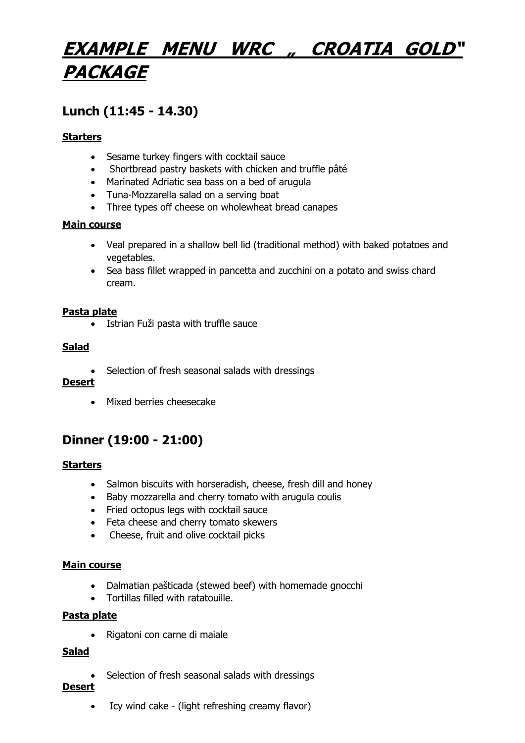# ***EXAMPLE MENU WRC „ CROATIA GOLD" PACKAGE***

## Lunch (11:45 - 14.30)

**Starters**

- Sesame turkey fingers with cocktail sauce
- Shortbread pastry baskets with chicken and truffle pâté
- Marinated Adriatic sea bass on a bed of arugula
- Tuna-Mozzarella salad on a serving boat
- Three types off cheese on wholewheat bread canapes

**Main course**

- Veal prepared in a shallow bell lid (traditional method) with baked potatoes and vegetables.
- Sea bass fillet wrapped in pancetta and zucchini on a potato and swiss chard cream.

**Pasta plate**

- Istrian Fuži pasta with truffle sauce

**Salad**

- Selection of fresh seasonal salads with dressings

**Desert**

- Mixed berries cheesecake

## Dinner (19:00 - 21:00)

**Starters**

- Salmon biscuits with horseradish, cheese, fresh dill and honey
- Baby mozzarella and cherry tomato with arugula coulis
- Fried octopus legs with cocktail sauce
- Feta cheese and cherry tomato skewers
- Cheese, fruit and olive cocktail picks

**Main course**

- Dalmatian pašticada (stewed beef) with homemade gnocchi
- Tortillas filled with ratatouille.

**Pasta plate**

- Rigatoni con carne di maiale

**Salad**

- Selection of fresh seasonal salads with dressings

**Desert**

- Icy wind cake - (light refreshing creamy flavor)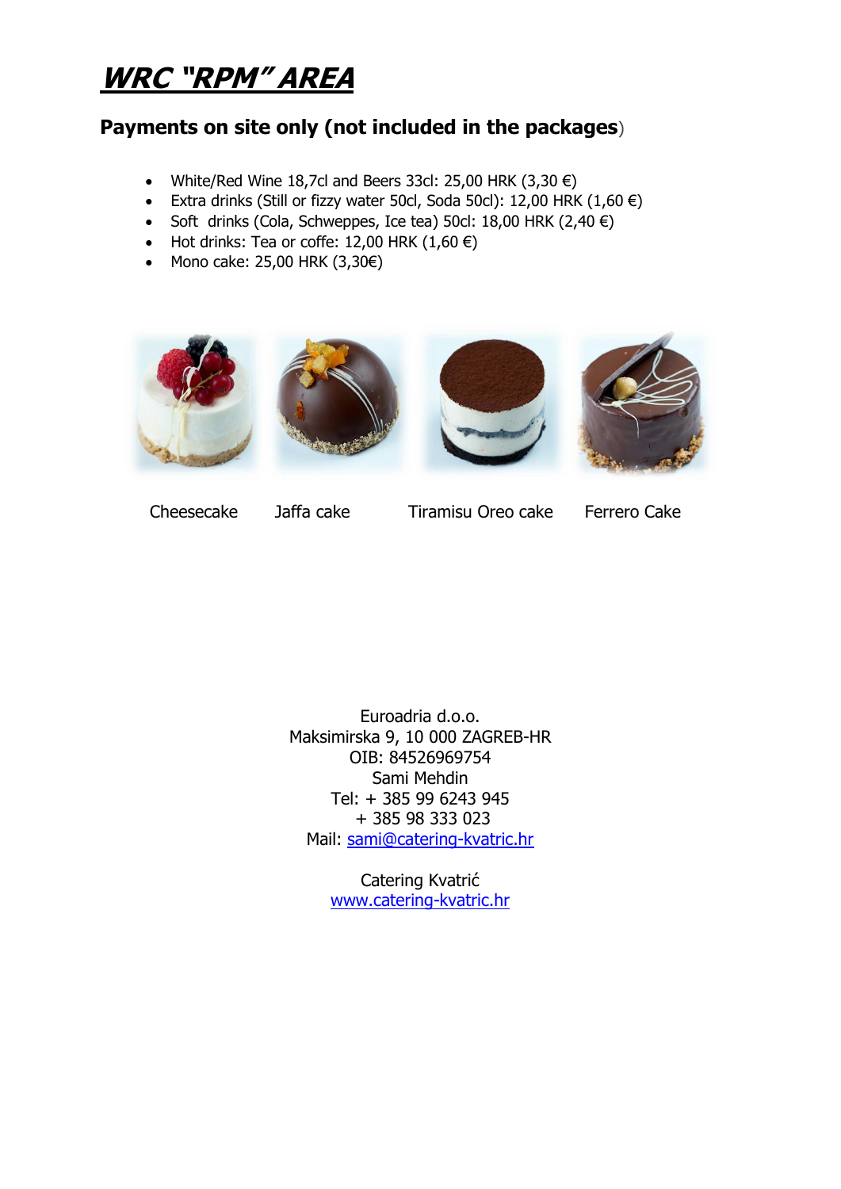# ***WRC "RPM" AREA***

## Payments on site only (not included in the packages)

- White/Red Wine 18,7cl and Beers 33cl: 25,00 HRK (3,30 €)
- Extra drinks (Still or fizzy water 50cl, Soda 50cl): 12,00 HRK (1,60 €)
- Soft drinks (Cola, Schweppes, Ice tea) 50cl: 18,00 HRK (2,40 €)
- Hot drinks: Tea or coffe: 12,00 HRK (1,60 €)
- Mono cake: 25,00 HRK (3,30€)

Cheesecake Jaffa cake Tiramisu Oreo cake Ferrero Cake

Euroadria d.o.o.
Maksimirska 9, 10 000 ZAGREB-HR
OIB: 84526969754
Sami Mehdin
Tel: + 385 99 6243 945
+ 385 98 333 023
Mail: sami@catering-kvatric.hr

Catering Kvatrić
www.catering-kvatric.hr